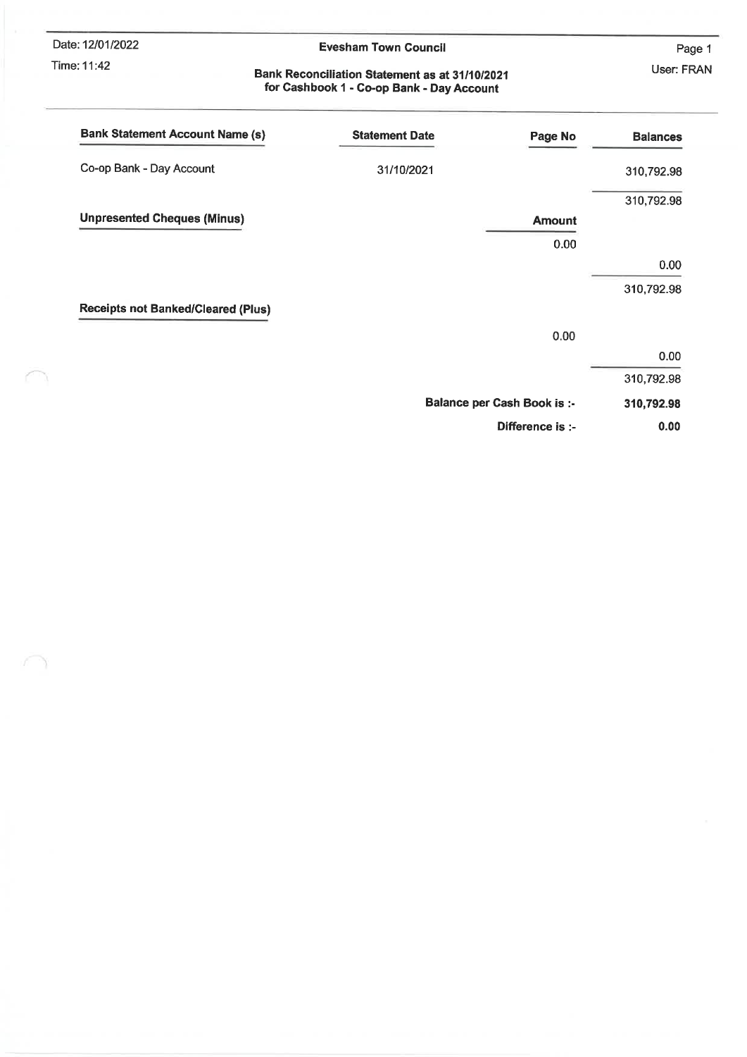Date: 12/01/2022

Time: 11:42

**Evesham Town Council**

User: FRAN

**Bank Reconciliation Statement as at 31/10/2021**
**for Cashbook 1 - Co-op Bank - Day Account**

| Bank Statement Account Name (s) | Statement Date | Page No | Balances |
|---|---|---|---|
| Co-op Bank - Day Account | 31/10/2021 | | 310,792.98 |
| | | | 310,792.98 |
| **Unpresented Cheques (Minus)** | | **Amount** | |
| | | 0.00 | |
| | | | 0.00 |
| | | | 310,792.98 |
| **Receipts not Banked/Cleared (Plus)** | | | |
| | | 0.00 | |
| | | | 0.00 |
| | | | 310,792.98 |
| | | **Balance per Cash Book is :-** | **310,792.98** |
| | | **Difference is :-** | **0.00** |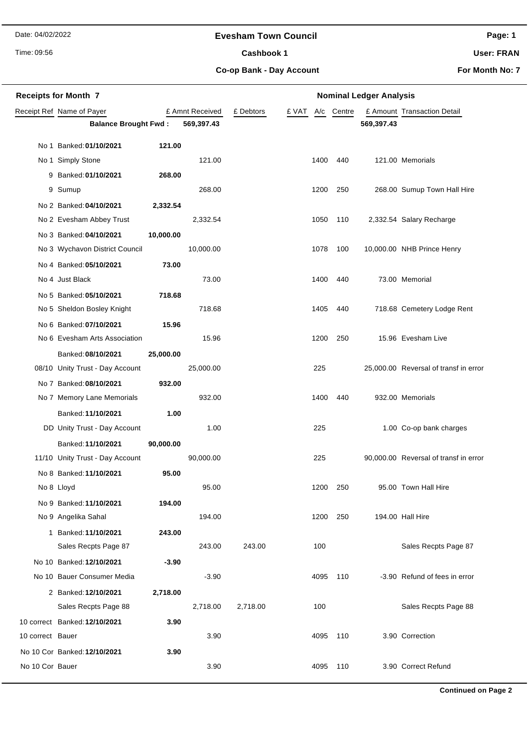Date: 04/02/2022

Time: 09:56

# Evesham Town Council

## Cashbook 1

### Co-op Bank - Day Account

User: FRAN

For Month No: 7

**Receipts for Month 7** — **Nominal Ledger Analysis**

| Receipt Ref | Name of Payer | | £ Amnt Received | £ Debtors | £ VAT | A/c | Centre | £ Amount | Transaction Detail |
|---|---|---|---|---|---|---|---|---|---|
| | **Balance Brought Fwd :** | | **569,397.43** | | | | | **569,397.43** | |
| No 1 | Banked: **01/10/2021** | **121.00** | | | | | | | |
| No 1 | Simply Stone | | 121.00 | | | 1400 | 440 | 121.00 | Memorials |
| 9 | Banked: **01/10/2021** | **268.00** | | | | | | | |
| 9 | Sumup | | 268.00 | | | 1200 | 250 | 268.00 | Sumup Town Hall Hire |
| No 2 | Banked: **04/10/2021** | **2,332.54** | | | | | | | |
| No 2 | Evesham Abbey Trust | | 2,332.54 | | | 1050 | 110 | 2,332.54 | Salary Recharge |
| No 3 | Banked: **04/10/2021** | **10,000.00** | | | | | | | |
| No 3 | Wychavon District Council | | 10,000.00 | | | 1078 | 100 | 10,000.00 | NHB Prince Henry |
| No 4 | Banked: **05/10/2021** | **73.00** | | | | | | | |
| No 4 | Just Black | | 73.00 | | | 1400 | 440 | 73.00 | Memorial |
| No 5 | Banked: **05/10/2021** | **718.68** | | | | | | | |
| No 5 | Sheldon Bosley Knight | | 718.68 | | | 1405 | 440 | 718.68 | Cemetery Lodge Rent |
| No 6 | Banked: **07/10/2021** | **15.96** | | | | | | | |
| No 6 | Evesham Arts Association | | 15.96 | | | 1200 | 250 | 15.96 | Evesham Live |
| | Banked: **08/10/2021** | **25,000.00** | | | | | | | |
| 08/10 | Unity Trust - Day Account | | 25,000.00 | | | 225 | | 25,000.00 | Reversal of transf in error |
| No 7 | Banked: **08/10/2021** | **932.00** | | | | | | | |
| No 7 | Memory Lane Memorials | | 932.00 | | | 1400 | 440 | 932.00 | Memorials |
| | Banked: **11/10/2021** | **1.00** | | | | | | | |
| DD | Unity Trust - Day Account | | 1.00 | | | 225 | | 1.00 | Co-op bank charges |
| | Banked: **11/10/2021** | **90,000.00** | | | | | | | |
| 11/10 | Unity Trust - Day Account | | 90,000.00 | | | 225 | | 90,000.00 | Reversal of transf in error |
| No 8 | Banked: **11/10/2021** | **95.00** | | | | | | | |
| No 8 | Lloyd | | 95.00 | | | 1200 | 250 | 95.00 | Town Hall Hire |
| No 9 | Banked: **11/10/2021** | **194.00** | | | | | | | |
| No 9 | Angelika Sahal | | 194.00 | | | 1200 | 250 | 194.00 | Hall Hire |
| 1 | Banked: **11/10/2021** | **243.00** | | | | | | | |
| | Sales Recpts Page 87 | | 243.00 | 243.00 | | 100 | | | Sales Recpts Page 87 |
| No 10 | Banked: **12/10/2021** | **-3.90** | | | | | | | |
| No 10 | Bauer Consumer Media | | -3.90 | | | 4095 | 110 | -3.90 | Refund of fees in error |
| 2 | Banked: **12/10/2021** | **2,718.00** | | | | | | | |
| | Sales Recpts Page 88 | | 2,718.00 | 2,718.00 | | 100 | | | Sales Recpts Page 88 |
| 10 correct | Banked: **12/10/2021** | **3.90** | | | | | | | |
| 10 correct | Bauer | | 3.90 | | | 4095 | 110 | 3.90 | Correction |
| No 10 Cor | Banked: **12/10/2021** | **3.90** | | | | | | | |
| No 10 Cor | Bauer | | 3.90 | | | 4095 | 110 | 3.90 | Correct Refund |

**Continued on Page 2**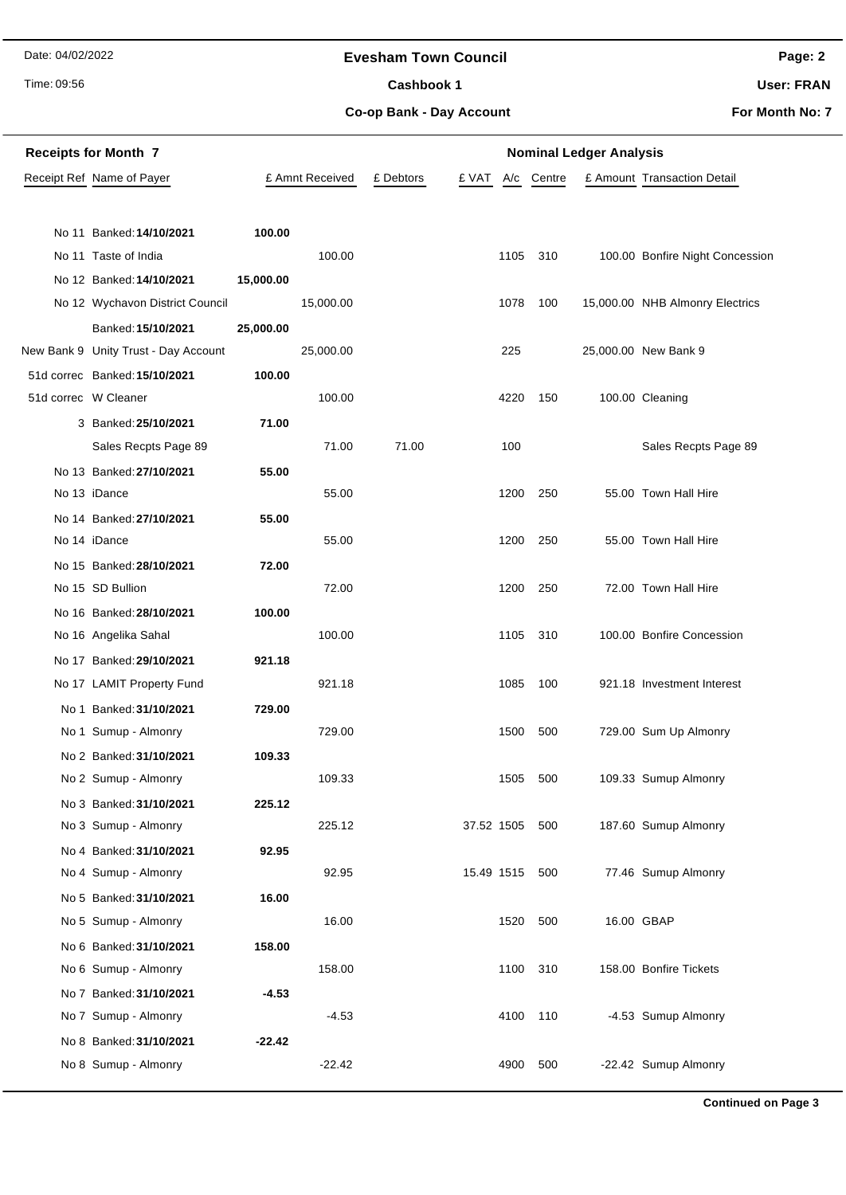## Receipts for Month 7

| Receipt Ref | Name of Payer | £ Amnt Received | | £ Debtors | £ VAT | A/c | Centre | £ Amount | Transaction Detail |
|---|---|---|---|---|---|---|---|---|---|
| No 11 | Banked: **14/10/2021** | **100.00** | | | | | | | |
| No 11 | Taste of India | | 100.00 | | | 1105 | 310 | 100.00 | Bonfire Night Concession |
| No 12 | Banked: **14/10/2021** | **15,000.00** | | | | | | | |
| No 12 | Wychavon District Council | | 15,000.00 | | | 1078 | 100 | 15,000.00 | NHB Almonry Electrics |
| | Banked: **15/10/2021** | **25,000.00** | | | | | | | |
| New Bank 9 | Unity Trust - Day Account | | 25,000.00 | | | 225 | | 25,000.00 | New Bank 9 |
| 51d correc | Banked: **15/10/2021** | **100.00** | | | | | | | |
| 51d correc | W Cleaner | | 100.00 | | | 4220 | 150 | 100.00 | Cleaning |
| 3 | Banked: **25/10/2021** | **71.00** | | | | | | | |
| | Sales Recpts Page 89 | | 71.00 | 71.00 | | 100 | | | Sales Recpts Page 89 |
| No 13 | Banked: **27/10/2021** | **55.00** | | | | | | | |
| No 13 | iDance | | 55.00 | | | 1200 | 250 | 55.00 | Town Hall Hire |
| No 14 | Banked: **27/10/2021** | **55.00** | | | | | | | |
| No 14 | iDance | | 55.00 | | | 1200 | 250 | 55.00 | Town Hall Hire |
| No 15 | Banked: **28/10/2021** | **72.00** | | | | | | | |
| No 15 | SD Bullion | | 72.00 | | | 1200 | 250 | 72.00 | Town Hall Hire |
| No 16 | Banked: **28/10/2021** | **100.00** | | | | | | | |
| No 16 | Angelika Sahal | | 100.00 | | | 1105 | 310 | 100.00 | Bonfire Concession |
| No 17 | Banked: **29/10/2021** | **921.18** | | | | | | | |
| No 17 | LAMIT Property Fund | | 921.18 | | | 1085 | 100 | 921.18 | Investment Interest |
| No 1 | Banked: **31/10/2021** | **729.00** | | | | | | | |
| No 1 | Sumup - Almonry | | 729.00 | | | 1500 | 500 | 729.00 | Sum Up Almonry |
| No 2 | Banked: **31/10/2021** | **109.33** | | | | | | | |
| No 2 | Sumup - Almonry | | 109.33 | | | 1505 | 500 | 109.33 | Sumup Almonry |
| No 3 | Banked: **31/10/2021** | **225.12** | | | | | | | |
| No 3 | Sumup - Almonry | | 225.12 | | 37.52 | 1505 | 500 | 187.60 | Sumup Almonry |
| No 4 | Banked: **31/10/2021** | **92.95** | | | | | | | |
| No 4 | Sumup - Almonry | | 92.95 | | 15.49 | 1515 | 500 | 77.46 | Sumup Almonry |
| No 5 | Banked: **31/10/2021** | **16.00** | | | | | | | |
| No 5 | Sumup - Almonry | | 16.00 | | | 1520 | 500 | 16.00 | GBAP |
| No 6 | Banked: **31/10/2021** | **158.00** | | | | | | | |
| No 6 | Sumup - Almonry | | 158.00 | | | 1100 | 310 | 158.00 | Bonfire Tickets |
| No 7 | Banked: **31/10/2021** | **-4.53** | | | | | | | |
| No 7 | Sumup - Almonry | | -4.53 | | | 4100 | 110 | -4.53 | Sumup Almonry |
| No 8 | Banked: **31/10/2021** | **-22.42** | | | | | | | |
| No 8 | Sumup - Almonry | | -22.42 | | | 4900 | 500 | -22.42 | Sumup Almonry |

**Continued on Page 3**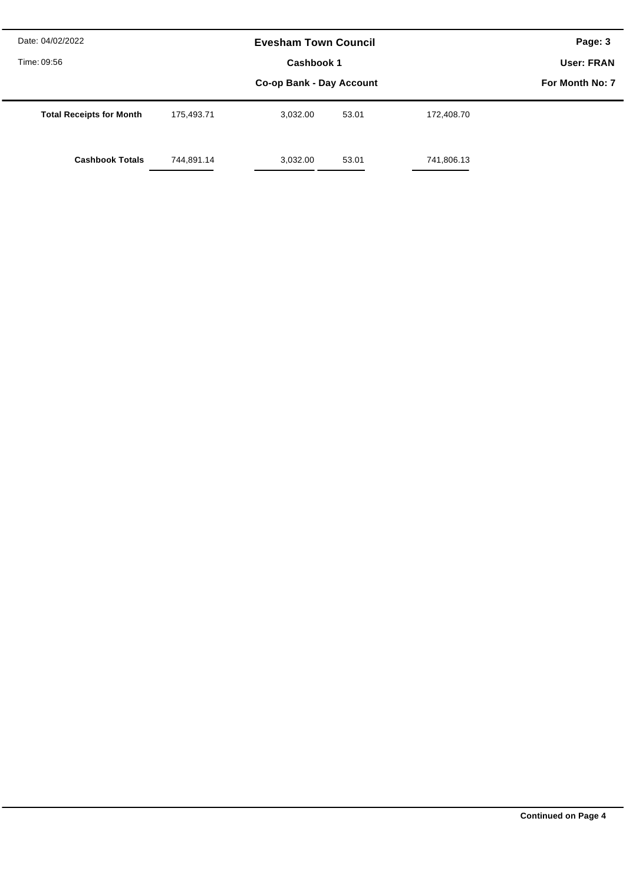| | | | | |
|---|---|---|---|---|
| **Total Receipts for Month** | 175,493.71 | 3,032.00 | 53.01 | 172,408.70 |
| **Cashbook Totals** | 744,891.14 | 3,032.00 | 53.01 | 741,806.13 |

**Continued on Page 4**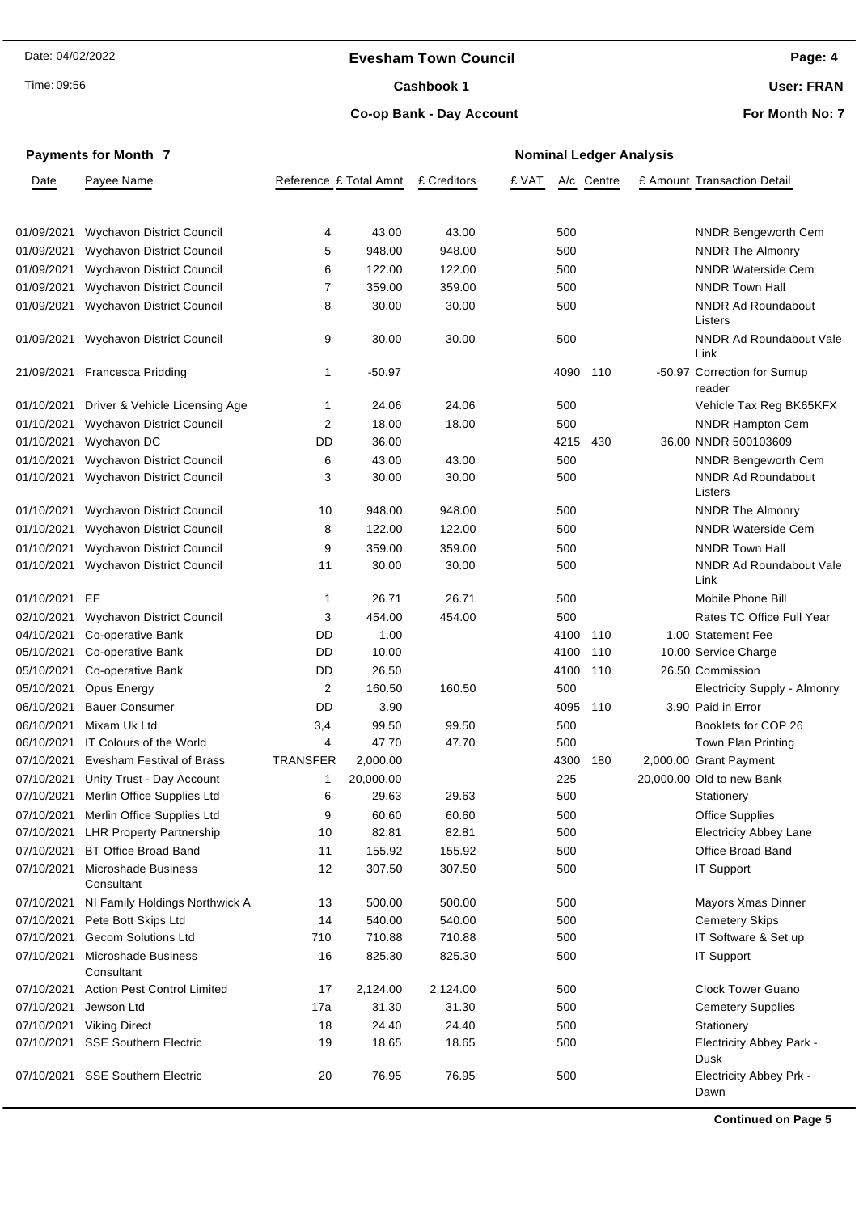## Evesham Town Council

### Cashbook 1

### Co-op Bank - Day Account

**Payments for Month 7** — **Nominal Ledger Analysis**

| Date | Payee Name | Reference | £ Total Amnt | £ Creditors | £ VAT | A/c | Centre | £ Amount | Transaction Detail |
|---|---|---|---|---|---|---|---|---|---|
| 01/09/2021 | Wychavon District Council | 4 | 43.00 | 43.00 | | 500 | | | NNDR Bengeworth Cem |
| 01/09/2021 | Wychavon District Council | 5 | 948.00 | 948.00 | | 500 | | | NNDR The Almonry |
| 01/09/2021 | Wychavon District Council | 6 | 122.00 | 122.00 | | 500 | | | NNDR Waterside Cem |
| 01/09/2021 | Wychavon District Council | 7 | 359.00 | 359.00 | | 500 | | | NNDR Town Hall |
| 01/09/2021 | Wychavon District Council | 8 | 30.00 | 30.00 | | 500 | | | NNDR Ad Roundabout Listers |
| 01/09/2021 | Wychavon District Council | 9 | 30.00 | 30.00 | | 500 | | | NNDR Ad Roundabout Vale Link |
| 21/09/2021 | Francesca Pridding | 1 | -50.97 | | | 4090 | 110 | -50.97 | Correction for Sumup reader |
| 01/10/2021 | Driver & Vehicle Licensing Age | 1 | 24.06 | 24.06 | | 500 | | | Vehicle Tax Reg BK65KFX |
| 01/10/2021 | Wychavon District Council | 2 | 18.00 | 18.00 | | 500 | | | NNDR Hampton Cem |
| 01/10/2021 | Wychavon DC | DD | 36.00 | | | 4215 | 430 | 36.00 | NNDR 500103609 |
| 01/10/2021 | Wychavon District Council | 6 | 43.00 | 43.00 | | 500 | | | NNDR Bengeworth Cem |
| 01/10/2021 | Wychavon District Council | 3 | 30.00 | 30.00 | | 500 | | | NNDR Ad Roundabout Listers |
| 01/10/2021 | Wychavon District Council | 10 | 948.00 | 948.00 | | 500 | | | NNDR The Almonry |
| 01/10/2021 | Wychavon District Council | 8 | 122.00 | 122.00 | | 500 | | | NNDR Waterside Cem |
| 01/10/2021 | Wychavon District Council | 9 | 359.00 | 359.00 | | 500 | | | NNDR Town Hall |
| 01/10/2021 | Wychavon District Council | 11 | 30.00 | 30.00 | | 500 | | | NNDR Ad Roundabout Vale Link |
| 01/10/2021 | EE | 1 | 26.71 | 26.71 | | 500 | | | Mobile Phone Bill |
| 02/10/2021 | Wychavon District Council | 3 | 454.00 | 454.00 | | 500 | | | Rates TC Office Full Year |
| 04/10/2021 | Co-operative Bank | DD | 1.00 | | | 4100 | 110 | 1.00 | Statement Fee |
| 05/10/2021 | Co-operative Bank | DD | 10.00 | | | 4100 | 110 | 10.00 | Service Charge |
| 05/10/2021 | Co-operative Bank | DD | 26.50 | | | 4100 | 110 | 26.50 | Commission |
| 05/10/2021 | Opus Energy | 2 | 160.50 | 160.50 | | 500 | | | Electricity Supply - Almonry |
| 06/10/2021 | Bauer Consumer | DD | 3.90 | | | 4095 | 110 | 3.90 | Paid in Error |
| 06/10/2021 | Mixam Uk Ltd | 3,4 | 99.50 | 99.50 | | 500 | | | Booklets for COP 26 |
| 06/10/2021 | IT Colours of the World | 4 | 47.70 | 47.70 | | 500 | | | Town Plan Printing |
| 07/10/2021 | Evesham Festival of Brass | TRANSFER | 2,000.00 | | | 4300 | 180 | 2,000.00 | Grant Payment |
| 07/10/2021 | Unity Trust - Day Account | 1 | 20,000.00 | | | 225 | | 20,000.00 | Old to new Bank |
| 07/10/2021 | Merlin Office Supplies Ltd | 6 | 29.63 | 29.63 | | 500 | | | Stationery |
| 07/10/2021 | Merlin Office Supplies Ltd | 9 | 60.60 | 60.60 | | 500 | | | Office Supplies |
| 07/10/2021 | LHR Property Partnership | 10 | 82.81 | 82.81 | | 500 | | | Electricity Abbey Lane |
| 07/10/2021 | BT Office Broad Band | 11 | 155.92 | 155.92 | | 500 | | | Office Broad Band |
| 07/10/2021 | Microshade Business Consultant | 12 | 307.50 | 307.50 | | 500 | | | IT Support |
| 07/10/2021 | NI Family Holdings Northwick A | 13 | 500.00 | 500.00 | | 500 | | | Mayors Xmas Dinner |
| 07/10/2021 | Pete Bott Skips Ltd | 14 | 540.00 | 540.00 | | 500 | | | Cemetery Skips |
| 07/10/2021 | Gecom Solutions Ltd | 710 | 710.88 | 710.88 | | 500 | | | IT Software & Set up |
| 07/10/2021 | Microshade Business Consultant | 16 | 825.30 | 825.30 | | 500 | | | IT Support |
| 07/10/2021 | Action Pest Control Limited | 17 | 2,124.00 | 2,124.00 | | 500 | | | Clock Tower Guano |
| 07/10/2021 | Jewson Ltd | 17a | 31.30 | 31.30 | | 500 | | | Cemetery Supplies |
| 07/10/2021 | Viking Direct | 18 | 24.40 | 24.40 | | 500 | | | Stationery |
| 07/10/2021 | SSE Southern Electric | 19 | 18.65 | 18.65 | | 500 | | | Electricity Abbey Park - Dusk |
| 07/10/2021 | SSE Southern Electric | 20 | 76.95 | 76.95 | | 500 | | | Electricity Abbey Prk - Dawn |

**Continued on Page 5**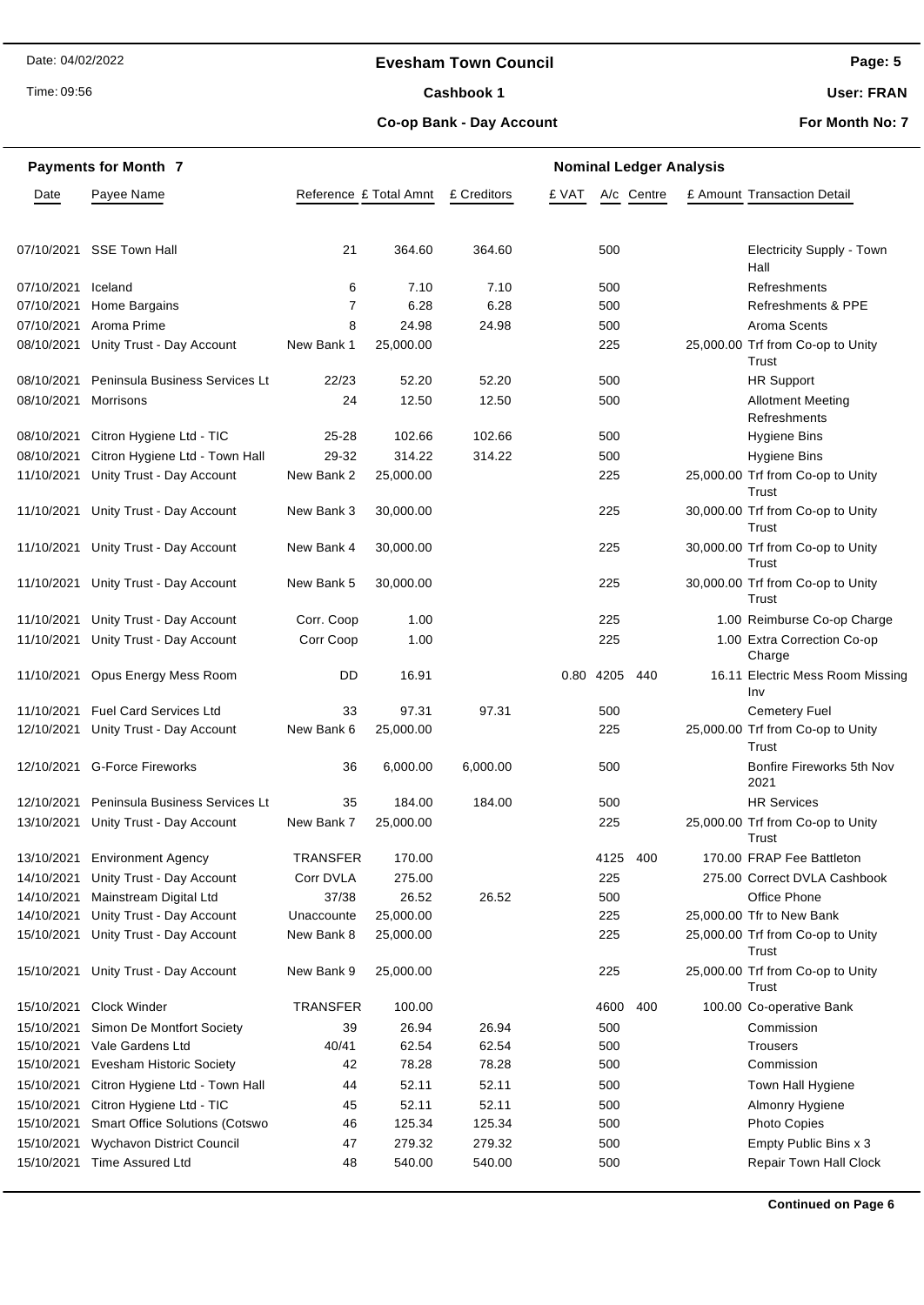## Evesham Town Council

### Cashbook 1

### Co-op Bank - Day Account

Date: 04/02/2022
Time: 09:56
User: FRAN
For Month No: 7

**Payments for Month 7** — **Nominal Ledger Analysis**

| Date | Payee Name | Reference | £ Total Amnt | £ Creditors | £ VAT | A/c | Centre | £ Amount | Transaction Detail |
|---|---|---|---|---|---|---|---|---|---|
| 07/10/2021 | SSE Town Hall | 21 | 364.60 | 364.60 | | 500 | | | Electricity Supply - Town Hall |
| 07/10/2021 | Iceland | 6 | 7.10 | 7.10 | | 500 | | | Refreshments |
| 07/10/2021 | Home Bargains | 7 | 6.28 | 6.28 | | 500 | | | Refreshments & PPE |
| 07/10/2021 | Aroma Prime | 8 | 24.98 | 24.98 | | 500 | | | Aroma Scents |
| 08/10/2021 | Unity Trust - Day Account | New Bank 1 | 25,000.00 | | | 225 | | 25,000.00 | Trf from Co-op to Unity Trust |
| 08/10/2021 | Peninsula Business Services Lt | 22/23 | 52.20 | 52.20 | | 500 | | | HR Support |
| 08/10/2021 | Morrisons | 24 | 12.50 | 12.50 | | 500 | | | Allotment Meeting Refreshments |
| 08/10/2021 | Citron Hygiene Ltd - TIC | 25-28 | 102.66 | 102.66 | | 500 | | | Hygiene Bins |
| 08/10/2021 | Citron Hygiene Ltd - Town Hall | 29-32 | 314.22 | 314.22 | | 500 | | | Hygiene Bins |
| 11/10/2021 | Unity Trust - Day Account | New Bank 2 | 25,000.00 | | | 225 | | 25,000.00 | Trf from Co-op to Unity Trust |
| 11/10/2021 | Unity Trust - Day Account | New Bank 3 | 30,000.00 | | | 225 | | 30,000.00 | Trf from Co-op to Unity Trust |
| 11/10/2021 | Unity Trust - Day Account | New Bank 4 | 30,000.00 | | | 225 | | 30,000.00 | Trf from Co-op to Unity Trust |
| 11/10/2021 | Unity Trust - Day Account | New Bank 5 | 30,000.00 | | | 225 | | 30,000.00 | Trf from Co-op to Unity Trust |
| 11/10/2021 | Unity Trust - Day Account | Corr. Coop | 1.00 | | | 225 | | 1.00 | Reimburse Co-op Charge |
| 11/10/2021 | Unity Trust - Day Account | Corr Coop | 1.00 | | | 225 | | 1.00 | Extra Correction Co-op Charge |
| 11/10/2021 | Opus Energy Mess Room | DD | 16.91 | | 0.80 | 4205 | 440 | 16.11 | Electric Mess Room Missing Inv |
| 11/10/2021 | Fuel Card Services Ltd | 33 | 97.31 | 97.31 | | 500 | | | Cemetery Fuel |
| 12/10/2021 | Unity Trust - Day Account | New Bank 6 | 25,000.00 | | | 225 | | 25,000.00 | Trf from Co-op to Unity Trust |
| 12/10/2021 | G-Force Fireworks | 36 | 6,000.00 | 6,000.00 | | 500 | | | Bonfire Fireworks 5th Nov 2021 |
| 12/10/2021 | Peninsula Business Services Lt | 35 | 184.00 | 184.00 | | 500 | | | HR Services |
| 13/10/2021 | Unity Trust - Day Account | New Bank 7 | 25,000.00 | | | 225 | | 25,000.00 | Trf from Co-op to Unity Trust |
| 13/10/2021 | Environment Agency | TRANSFER | 170.00 | | | 4125 | 400 | 170.00 | FRAP Fee Battleton |
| 14/10/2021 | Unity Trust - Day Account | Corr DVLA | 275.00 | | | 225 | | 275.00 | Correct DVLA Cashbook |
| 14/10/2021 | Mainstream Digital Ltd | 37/38 | 26.52 | 26.52 | | 500 | | | Office Phone |
| 14/10/2021 | Unity Trust - Day Account | Unaccounte | 25,000.00 | | | 225 | | 25,000.00 | Tfr to New Bank |
| 15/10/2021 | Unity Trust - Day Account | New Bank 8 | 25,000.00 | | | 225 | | 25,000.00 | Trf from Co-op to Unity Trust |
| 15/10/2021 | Unity Trust - Day Account | New Bank 9 | 25,000.00 | | | 225 | | 25,000.00 | Trf from Co-op to Unity Trust |
| 15/10/2021 | Clock Winder | TRANSFER | 100.00 | | | 4600 | 400 | 100.00 | Co-operative Bank |
| 15/10/2021 | Simon De Montfort Society | 39 | 26.94 | 26.94 | | 500 | | | Commission |
| 15/10/2021 | Vale Gardens Ltd | 40/41 | 62.54 | 62.54 | | 500 | | | Trousers |
| 15/10/2021 | Evesham Historic Society | 42 | 78.28 | 78.28 | | 500 | | | Commission |
| 15/10/2021 | Citron Hygiene Ltd - Town Hall | 44 | 52.11 | 52.11 | | 500 | | | Town Hall Hygiene |
| 15/10/2021 | Citron Hygiene Ltd - TIC | 45 | 52.11 | 52.11 | | 500 | | | Almonry Hygiene |
| 15/10/2021 | Smart Office Solutions (Cotswo | 46 | 125.34 | 125.34 | | 500 | | | Photo Copies |
| 15/10/2021 | Wychavon District Council | 47 | 279.32 | 279.32 | | 500 | | | Empty Public Bins x 3 |
| 15/10/2021 | Time Assured Ltd | 48 | 540.00 | 540.00 | | 500 | | | Repair Town Hall Clock |

**Continued on Page 6**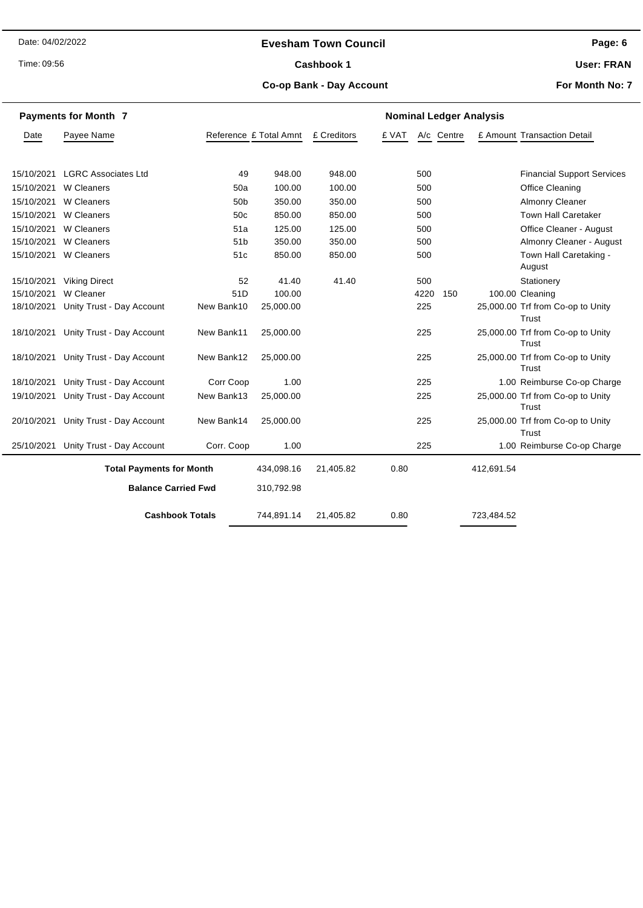**Evesham Town Council**

**Cashbook 1**

**Co-op Bank - Day Account**

Date: 04/02/2022

Time: 09:56

**User: FRAN**

**For Month No: 7**

**Payments for Month 7**

**Nominal Ledger Analysis**

| Date | Payee Name | Reference | £ Total Amnt | £ Creditors | £ VAT | A/c | Centre | £ Amount | Transaction Detail |
|---|---|---|---|---|---|---|---|---|---|
| 15/10/2021 | LGRC Associates Ltd | 49 | 948.00 | 948.00 | | 500 | | | Financial Support Services |
| 15/10/2021 | W Cleaners | 50a | 100.00 | 100.00 | | 500 | | | Office Cleaning |
| 15/10/2021 | W Cleaners | 50b | 350.00 | 350.00 | | 500 | | | Almonry Cleaner |
| 15/10/2021 | W Cleaners | 50c | 850.00 | 850.00 | | 500 | | | Town Hall Caretaker |
| 15/10/2021 | W Cleaners | 51a | 125.00 | 125.00 | | 500 | | | Office Cleaner - August |
| 15/10/2021 | W Cleaners | 51b | 350.00 | 350.00 | | 500 | | | Almonry Cleaner - August |
| 15/10/2021 | W Cleaners | 51c | 850.00 | 850.00 | | 500 | | | Town Hall Caretaking - August |
| 15/10/2021 | Viking Direct | 52 | 41.40 | 41.40 | | 500 | | | Stationery |
| 15/10/2021 | W Cleaner | 51D | 100.00 | | | 4220 | 150 | 100.00 | Cleaning |
| 18/10/2021 | Unity Trust - Day Account | New Bank10 | 25,000.00 | | | 225 | | 25,000.00 | Trf from Co-op to Unity Trust |
| 18/10/2021 | Unity Trust - Day Account | New Bank11 | 25,000.00 | | | 225 | | 25,000.00 | Trf from Co-op to Unity Trust |
| 18/10/2021 | Unity Trust - Day Account | New Bank12 | 25,000.00 | | | 225 | | 25,000.00 | Trf from Co-op to Unity Trust |
| 18/10/2021 | Unity Trust - Day Account | Corr Coop | 1.00 | | | 225 | | 1.00 | Reimburse Co-op Charge |
| 19/10/2021 | Unity Trust - Day Account | New Bank13 | 25,000.00 | | | 225 | | 25,000.00 | Trf from Co-op to Unity Trust |
| 20/10/2021 | Unity Trust - Day Account | New Bank14 | 25,000.00 | | | 225 | | 25,000.00 | Trf from Co-op to Unity Trust |
| 25/10/2021 | Unity Trust - Day Account | Corr. Coop | 1.00 | | | 225 | | 1.00 | Reimburse Co-op Charge |
| | **Total Payments for Month** | | 434,098.16 | 21,405.82 | 0.80 | | | 412,691.54 | |
| | **Balance Carried Fwd** | | 310,792.98 | | | | | | |
| | **Cashbook Totals** | | 744,891.14 | 21,405.82 | 0.80 | | | 723,484.52 | |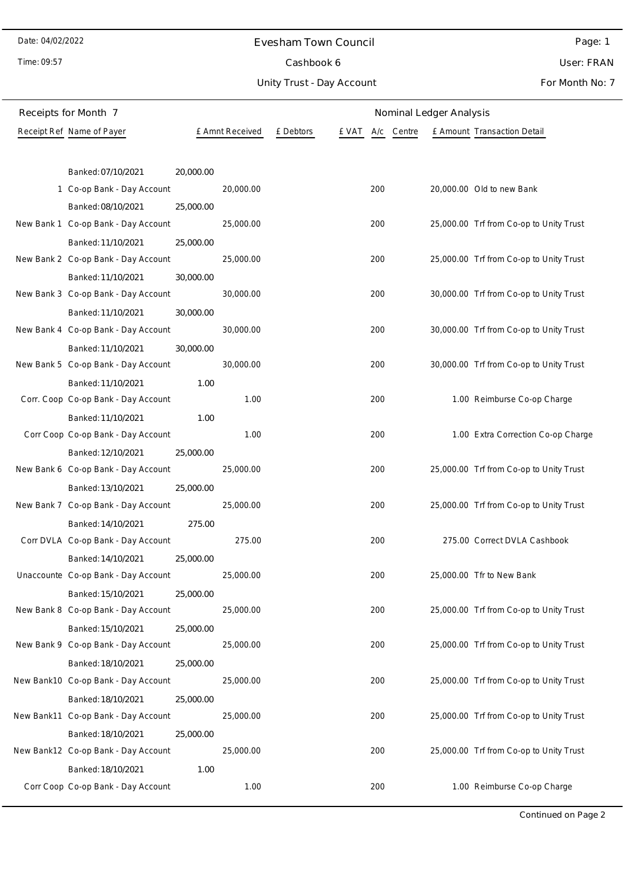Date: 04/02/2022

Time: 09:57

# Evesham Town Council

## Cashbook 6

## Unity Trust - Day Account

User: FRAN

For Month No: 7

### Receipts for Month 7

| Receipt Ref | Name of Payer | | £ Amnt Received | £ Debtors | £ VAT | A/c | Centre | £ Amount | Transaction Detail |
|---|---|---|---|---|---|---|---|---|---|
| | Banked: 07/10/2021 | 20,000.00 | | | | | | | |
| 1 | Co-op Bank - Day Account | | 20,000.00 | | | 200 | | 20,000.00 | Old to new Bank |
| | Banked: 08/10/2021 | 25,000.00 | | | | | | | |
| New Bank 1 | Co-op Bank - Day Account | | 25,000.00 | | | 200 | | 25,000.00 | Trf from Co-op to Unity Trust |
| | Banked: 11/10/2021 | 25,000.00 | | | | | | | |
| New Bank 2 | Co-op Bank - Day Account | | 25,000.00 | | | 200 | | 25,000.00 | Trf from Co-op to Unity Trust |
| | Banked: 11/10/2021 | 30,000.00 | | | | | | | |
| New Bank 3 | Co-op Bank - Day Account | | 30,000.00 | | | 200 | | 30,000.00 | Trf from Co-op to Unity Trust |
| | Banked: 11/10/2021 | 30,000.00 | | | | | | | |
| New Bank 4 | Co-op Bank - Day Account | | 30,000.00 | | | 200 | | 30,000.00 | Trf from Co-op to Unity Trust |
| | Banked: 11/10/2021 | 30,000.00 | | | | | | | |
| New Bank 5 | Co-op Bank - Day Account | | 30,000.00 | | | 200 | | 30,000.00 | Trf from Co-op to Unity Trust |
| | Banked: 11/10/2021 | 1.00 | | | | | | | |
| Corr. Coop | Co-op Bank - Day Account | | 1.00 | | | 200 | | 1.00 | Reimburse Co-op Charge |
| | Banked: 11/10/2021 | 1.00 | | | | | | | |
| Corr Coop | Co-op Bank - Day Account | | 1.00 | | | 200 | | 1.00 | Extra Correction Co-op Charge |
| | Banked: 12/10/2021 | 25,000.00 | | | | | | | |
| New Bank 6 | Co-op Bank - Day Account | | 25,000.00 | | | 200 | | 25,000.00 | Trf from Co-op to Unity Trust |
| | Banked: 13/10/2021 | 25,000.00 | | | | | | | |
| New Bank 7 | Co-op Bank - Day Account | | 25,000.00 | | | 200 | | 25,000.00 | Trf from Co-op to Unity Trust |
| | Banked: 14/10/2021 | 275.00 | | | | | | | |
| Corr DVLA | Co-op Bank - Day Account | | 275.00 | | | 200 | | 275.00 | Correct DVLA Cashbook |
| | Banked: 14/10/2021 | 25,000.00 | | | | | | | |
| Unaccounte | Co-op Bank - Day Account | | 25,000.00 | | | 200 | | 25,000.00 | Tfr to New Bank |
| | Banked: 15/10/2021 | 25,000.00 | | | | | | | |
| New Bank 8 | Co-op Bank - Day Account | | 25,000.00 | | | 200 | | 25,000.00 | Trf from Co-op to Unity Trust |
| | Banked: 15/10/2021 | 25,000.00 | | | | | | | |
| New Bank 9 | Co-op Bank - Day Account | | 25,000.00 | | | 200 | | 25,000.00 | Trf from Co-op to Unity Trust |
| | Banked: 18/10/2021 | 25,000.00 | | | | | | | |
| New Bank10 | Co-op Bank - Day Account | | 25,000.00 | | | 200 | | 25,000.00 | Trf from Co-op to Unity Trust |
| | Banked: 18/10/2021 | 25,000.00 | | | | | | | |
| New Bank11 | Co-op Bank - Day Account | | 25,000.00 | | | 200 | | 25,000.00 | Trf from Co-op to Unity Trust |
| | Banked: 18/10/2021 | 25,000.00 | | | | | | | |
| New Bank12 | Co-op Bank - Day Account | | 25,000.00 | | | 200 | | 25,000.00 | Trf from Co-op to Unity Trust |
| | Banked: 18/10/2021 | 1.00 | | | | | | | |
| Corr Coop | Co-op Bank - Day Account | | 1.00 | | | 200 | | 1.00 | Reimburse Co-op Charge |

Continued on Page 2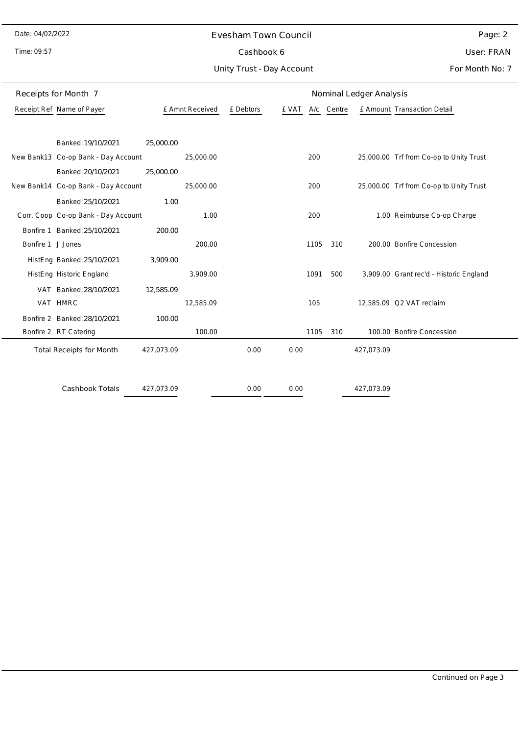# Evesham Town Council

Cashbook 6

Unity Trust - Day Account

Date: 04/02/2022

Time: 09:57

User: FRAN

For Month No: 7

## Receipts for Month 7

Nominal Ledger Analysis

| Receipt Ref | Name of Payer | | £ Amnt Received | £ Debtors | £ VAT | A/c | Centre | £ Amount | Transaction Detail |
|---|---|---|---|---|---|---|---|---|---|
| | Banked: 19/10/2021 | 25,000.00 | | | | | | | |
| New Bank13 | Co-op Bank - Day Account | | 25,000.00 | | | 200 | | 25,000.00 | Trf from Co-op to Unity Trust |
| | Banked: 20/10/2021 | 25,000.00 | | | | | | | |
| New Bank14 | Co-op Bank - Day Account | | 25,000.00 | | | 200 | | 25,000.00 | Trf from Co-op to Unity Trust |
| | Banked: 25/10/2021 | 1.00 | | | | | | | |
| Corr. Coop | Co-op Bank - Day Account | | 1.00 | | | 200 | | 1.00 | Reimburse Co-op Charge |
| Bonfire 1 | Banked: 25/10/2021 | 200.00 | | | | | | | |
| Bonfire 1 | J Jones | | 200.00 | | | 1105 | 310 | 200.00 | Bonfire Concession |
| HistEng | Banked: 25/10/2021 | 3,909.00 | | | | | | | |
| HistEng | Historic England | | 3,909.00 | | | 1091 | 500 | 3,909.00 | Grant rec'd - Historic England |
| VAT | Banked: 28/10/2021 | 12,585.09 | | | | | | | |
| VAT | HMRC | | 12,585.09 | | | 105 | | 12,585.09 | Q2 VAT reclaim |
| Bonfire 2 | Banked: 28/10/2021 | 100.00 | | | | | | | |
| Bonfire 2 | RT Catering | | 100.00 | | | 1105 | 310 | 100.00 | Bonfire Concession |
| | Total Receipts for Month | 427,073.09 | | 0.00 | 0.00 | | | 427,073.09 | |
| | Cashbook Totals | 427,073.09 | | 0.00 | 0.00 | | | 427,073.09 | |

Continued on Page 3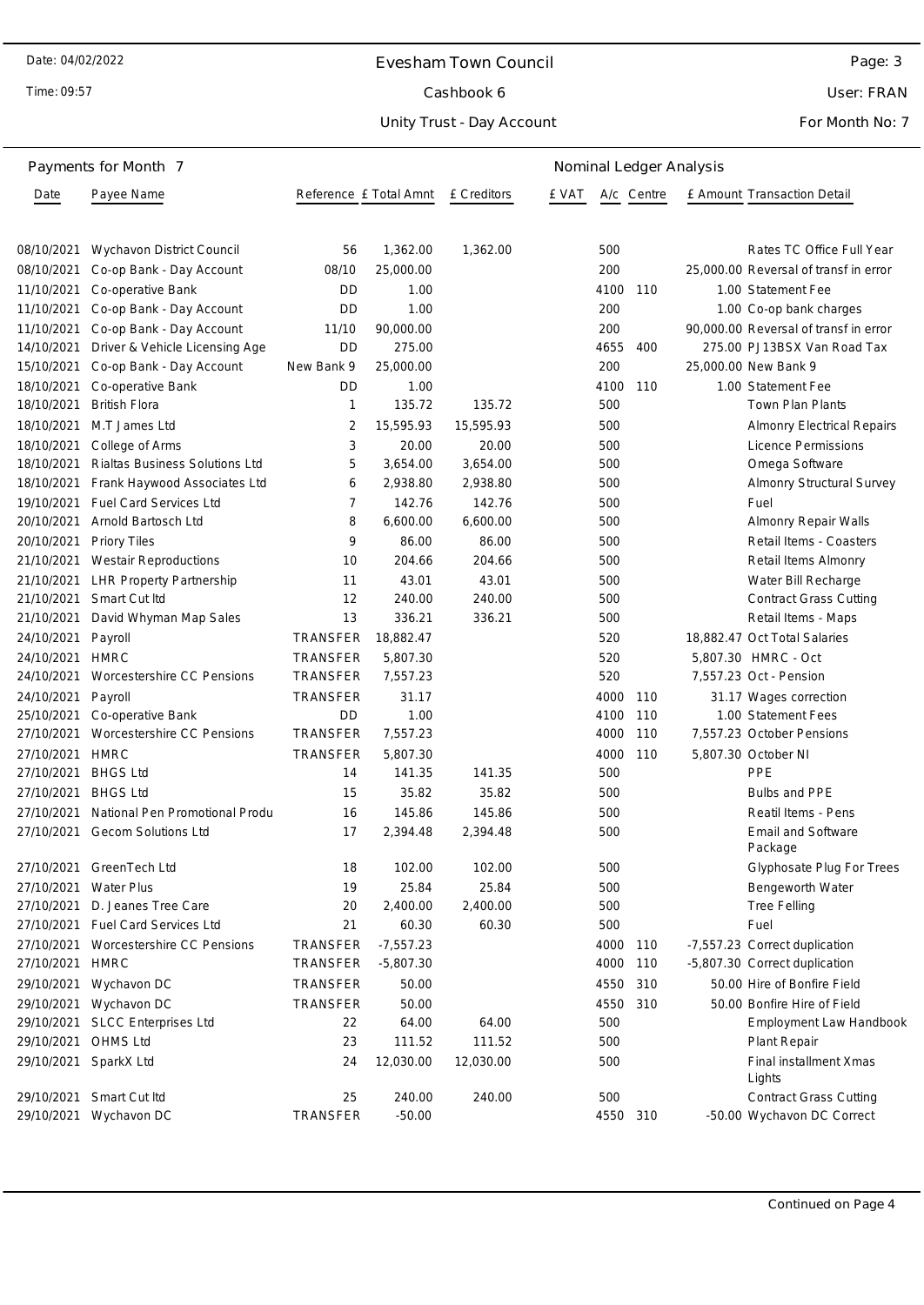## Payments for Month 7

**Nominal Ledger Analysis**

| Date | Payee Name | Reference | £ Total Amnt | £ Creditors | £ VAT | A/c | Centre | £ Amount | Transaction Detail |
|---|---|---|---|---|---|---|---|---|---|
| 08/10/2021 | Wychavon District Council | 56 | 1,362.00 | 1,362.00 | | 500 | | | Rates TC Office Full Year |
| 08/10/2021 | Co-op Bank - Day Account | 08/10 | 25,000.00 | | | 200 | | 25,000.00 | Reversal of transf in error |
| 11/10/2021 | Co-operative Bank | DD | 1.00 | | | 4100 | 110 | 1.00 | Statement Fee |
| 11/10/2021 | Co-op Bank - Day Account | DD | 1.00 | | | 200 | | 1.00 | Co-op bank charges |
| 11/10/2021 | Co-op Bank - Day Account | 11/10 | 90,000.00 | | | 200 | | 90,000.00 | Reversal of transf in error |
| 14/10/2021 | Driver & Vehicle Licensing Age | DD | 275.00 | | | 4655 | 400 | 275.00 | PJ13BSX Van Road Tax |
| 15/10/2021 | Co-op Bank - Day Account | New Bank 9 | 25,000.00 | | | 200 | | 25,000.00 | New Bank 9 |
| 18/10/2021 | Co-operative Bank | DD | 1.00 | | | 4100 | 110 | 1.00 | Statement Fee |
| 18/10/2021 | British Flora | 1 | 135.72 | 135.72 | | 500 | | | Town Plan Plants |
| 18/10/2021 | M.T James Ltd | 2 | 15,595.93 | 15,595.93 | | 500 | | | Almonry Electrical Repairs |
| 18/10/2021 | College of Arms | 3 | 20.00 | 20.00 | | 500 | | | Licence Permissions |
| 18/10/2021 | Rialtas Business Solutions Ltd | 5 | 3,654.00 | 3,654.00 | | 500 | | | Omega Software |
| 18/10/2021 | Frank Haywood Associates Ltd | 6 | 2,938.80 | 2,938.80 | | 500 | | | Almonry Structural Survey |
| 19/10/2021 | Fuel Card Services Ltd | 7 | 142.76 | 142.76 | | 500 | | | Fuel |
| 20/10/2021 | Arnold Bartosch Ltd | 8 | 6,600.00 | 6,600.00 | | 500 | | | Almonry Repair Walls |
| 20/10/2021 | Priory Tiles | 9 | 86.00 | 86.00 | | 500 | | | Retail Items - Coasters |
| 21/10/2021 | Westair Reproductions | 10 | 204.66 | 204.66 | | 500 | | | Retail Items Almonry |
| 21/10/2021 | LHR Property Partnership | 11 | 43.01 | 43.01 | | 500 | | | Water Bill Recharge |
| 21/10/2021 | Smart Cut ltd | 12 | 240.00 | 240.00 | | 500 | | | Contract Grass Cutting |
| 21/10/2021 | David Whyman Map Sales | 13 | 336.21 | 336.21 | | 500 | | | Retail Items - Maps |
| 24/10/2021 | Payroll | TRANSFER | 18,882.47 | | | 520 | | 18,882.47 | Oct Total Salaries |
| 24/10/2021 | HMRC | TRANSFER | 5,807.30 | | | 520 | | 5,807.30 | HMRC - Oct |
| 24/10/2021 | Worcestershire CC Pensions | TRANSFER | 7,557.23 | | | 520 | | 7,557.23 | Oct - Pension |
| 24/10/2021 | Payroll | TRANSFER | 31.17 | | | 4000 | 110 | 31.17 | Wages correction |
| 25/10/2021 | Co-operative Bank | DD | 1.00 | | | 4100 | 110 | 1.00 | Statement Fees |
| 27/10/2021 | Worcestershire CC Pensions | TRANSFER | 7,557.23 | | | 4000 | 110 | 7,557.23 | October Pensions |
| 27/10/2021 | HMRC | TRANSFER | 5,807.30 | | | 4000 | 110 | 5,807.30 | October NI |
| 27/10/2021 | BHGS Ltd | 14 | 141.35 | 141.35 | | 500 | | | PPE |
| 27/10/2021 | BHGS Ltd | 15 | 35.82 | 35.82 | | 500 | | | Bulbs and PPE |
| 27/10/2021 | National Pen Promotional Produ | 16 | 145.86 | 145.86 | | 500 | | | Reatil Items - Pens |
| 27/10/2021 | Gecom Solutions Ltd | 17 | 2,394.48 | 2,394.48 | | 500 | | | Email and Software Package |
| 27/10/2021 | GreenTech Ltd | 18 | 102.00 | 102.00 | | 500 | | | Glyphosate Plug For Trees |
| 27/10/2021 | Water Plus | 19 | 25.84 | 25.84 | | 500 | | | Bengeworth Water |
| 27/10/2021 | D. Jeanes Tree Care | 20 | 2,400.00 | 2,400.00 | | 500 | | | Tree Felling |
| 27/10/2021 | Fuel Card Services Ltd | 21 | 60.30 | 60.30 | | 500 | | | Fuel |
| 27/10/2021 | Worcestershire CC Pensions | TRANSFER | -7,557.23 | | | 4000 | 110 | -7,557.23 | Correct duplication |
| 27/10/2021 | HMRC | TRANSFER | -5,807.30 | | | 4000 | 110 | -5,807.30 | Correct duplication |
| 29/10/2021 | Wychavon DC | TRANSFER | 50.00 | | | 4550 | 310 | 50.00 | Hire of Bonfire Field |
| 29/10/2021 | Wychavon DC | TRANSFER | 50.00 | | | 4550 | 310 | 50.00 | Bonfire Hire of Field |
| 29/10/2021 | SLCC Enterprises Ltd | 22 | 64.00 | 64.00 | | 500 | | | Employment Law Handbook |
| 29/10/2021 | OHMS Ltd | 23 | 111.52 | 111.52 | | 500 | | | Plant Repair |
| 29/10/2021 | SparkX Ltd | 24 | 12,030.00 | 12,030.00 | | 500 | | | Final installment Xmas Lights |
| 29/10/2021 | Smart Cut ltd | 25 | 240.00 | 240.00 | | 500 | | | Contract Grass Cutting |
| 29/10/2021 | Wychavon DC | TRANSFER | -50.00 | | | 4550 | 310 | -50.00 | Wychavon DC Correct |

Continued on Page 4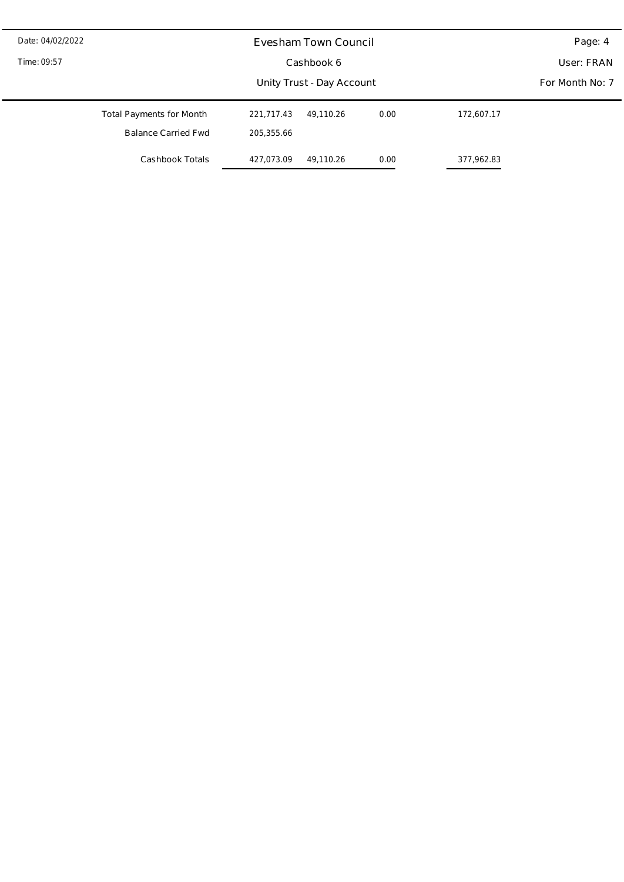# Evesham Town Council

## Cashbook 6

### Unity Trust - Day Account

| | | | | |
|---|---|---|---|---|
| Total Payments for Month | 221,717.43 | 49,110.26 | 0.00 | 172,607.17 |
| Balance Carried Fwd | 205,355.66 | | | |
| Cashbook Totals | 427,073.09 | 49,110.26 | 0.00 | 377,962.83 |